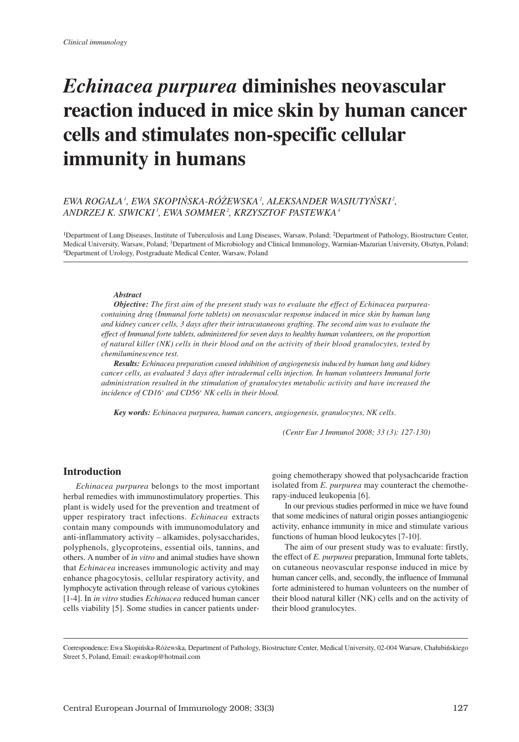*Clinical immunology*

# *Echinacea purpurea* diminishes neovascular reaction induced in mice skin by human cancer cells and stimulates non-specific cellular immunity in humans

*EWA ROGALA*[1]*, EWA SKOPIŃSKA-RÓŻEWSKA*[2]*, ALEKSANDER WASIUTYŃSKI*[2]*, ANDRZEJ K. SIWICKI*[3]*, EWA SOMMER*[2]*, KRZYSZTOF PASTEWKA*[4]

[1]Department of Lung Diseases, Institute of Tuberculosis and Lung Diseases, Warsaw, Poland; [2]Department of Pathology, Biostructure Center, Medical University, Warsaw, Poland; [3]Department of Microbiology and Clinical Immunology, Warmian-Mazurian University, Olsztyn, Poland; [4]Department of Urology, Postgraduate Medical Center, Warsaw, Poland

***Abstract***

***Objective:*** *The first aim of the present study was to evaluate the effect of Echinacea purpurea-containing drug (Immunal forte tablets) on neovascular response induced in mice skin by human lung and kidney cancer cells, 3 days after their intracutaneous grafting. The second aim was to evaluate the effect of Immunal forte tablets, administered for seven days to healthy human volunteers, on the proportion of natural killer (NK) cells in their blood and on the activity of their blood granulocytes, tested by chemiluminescence test.*

***Results:*** *Echinacea preparation caused inhibition of angiogenesis induced by human lung and kidney cancer cells, as evaluated 3 days after intradermal cells injection. In human volunteers Immunal forte administration resulted in the stimulation of granulocytes metabolic activity and have increased the incidence of CD16*$^{+}$ *and CD56*$^{+}$ *NK cells in their blood.*

***Key words:*** *Echinacea purpurea, human cancers, angiogenesis, granulocytes, NK cells.*

*(Centr Eur J Immunol 2008; 33 (3): 127-130)*

## Introduction

*Echinacea purpurea* belongs to the most important herbal remedies with immunostimulatory properties. This plant is widely used for the prevention and treatment of upper respiratory tract infections. *Echinacea* extracts contain many compounds with immunomodulatory and anti-inflammatory activity – alkamides, polysaccharides, polyphenols, glycoproteins, essential oils, tannins, and others. A number of *in vitro* and animal studies have shown that *Echinacea* increases immunologic activity and may enhance phagocytosis, cellular respiratory activity, and lymphocyte activation through release of various cytokines [1-4]. In *in vitro* studies *Echinacea* reduced human cancer cells viability [5]. Some studies in cancer patients undergoing chemotherapy showed that polysachcaride fraction isolated from *E. purpurea* may counteract the chemotherapy-induced leukopenia [6].

In our previous studies performed in mice we have found that some medicines of natural origin posses antiangiogenic activity, enhance immunity in mice and stimulate various functions of human blood leukocytes [7-10].

The aim of our present study was to evaluate: firstly, the effect of *E. purpurea* preparation, Immunal forte tablets, on cutaneous neovascular response induced in mice by human cancer cells, and, secondly, the influence of Immunal forte administered to human volunteers on the number of their blood natural killer (NK) cells and on the activity of their blood granulocytes.

Correspondence: Ewa Skopińska-Różewska, Department of Pathology, Biostructure Center, Medical University, 02-004 Warsaw, Chałubińskiego Street 5, Poland, Email: ewaskop@hotmail.com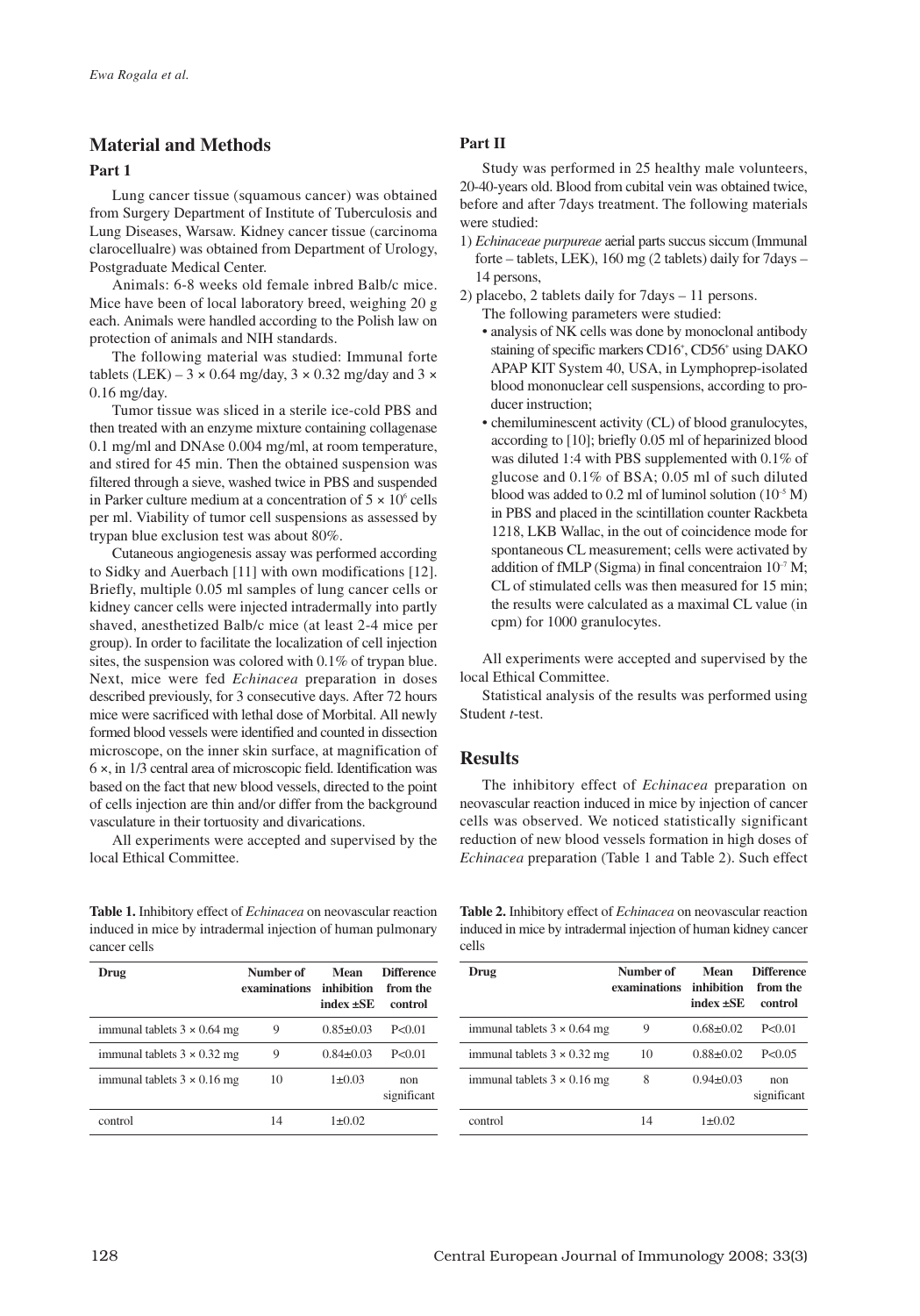## Material and Methods

### Part 1

Lung cancer tissue (squamous cancer) was obtained from Surgery Department of Institute of Tuberculosis and Lung Diseases, Warsaw. Kidney cancer tissue (carcinoma clarocellualre) was obtained from Department of Urology, Postgraduate Medical Center.

Animals: 6-8 weeks old female inbred Balb/c mice. Mice have been of local laboratory breed, weighing 20 g each. Animals were handled according to the Polish law on protection of animals and NIH standards.

The following material was studied: Immunal forte tablets (LEK) – 3 × 0.64 mg/day, 3 × 0.32 mg/day and 3 × 0.16 mg/day.

Tumor tissue was sliced in a sterile ice-cold PBS and then treated with an enzyme mixture containing collagenase 0.1 mg/ml and DNAse 0.004 mg/ml, at room temperature, and stirred for 45 min. Then the obtained suspension was filtered through a sieve, washed twice in PBS and suspended in Parker culture medium at a concentration of $5 \times 10^6$ cells per ml. Viability of tumor cell suspensions as assessed by trypan blue exclusion test was about 80%.

Cutaneous angiogenesis assay was performed according to Sidky and Auerbach [11] with own modifications [12]. Briefly, multiple 0.05 ml samples of lung cancer cells or kidney cancer cells were injected intradermally into partly shaved, anesthetized Balb/c mice (at least 2-4 mice per group). In order to facilitate the localization of cell injection sites, the suspension was colored with 0.1% of trypan blue. Next, mice were fed *Echinacea* preparation in doses described previously, for 3 consecutive days. After 72 hours mice were sacrificed with lethal dose of Morbital. All newly formed blood vessels were identified and counted in dissection microscope, on the inner skin surface, at magnification of 6 ×, in 1/3 central area of microscopic field. Identification was based on the fact that new blood vessels, directed to the point of cells injection are thin and/or differ from the background vasculature in their tortuosity and divarications.

All experiments were accepted and supervised by the local Ethical Committee.

### Part II

Study was performed in 25 healthy male volunteers, 20-40-years old. Blood from cubital vein was obtained twice, before and after 7days treatment. The following materials were studied:

1) *Echinaceae purpureae* aerial parts succus siccum (Immunal forte – tablets, LEK), 160 mg (2 tablets) daily for 7days – 14 persons,
2) placebo, 2 tablets daily for 7days – 11 persons.

The following parameters were studied:

- analysis of NK cells was done by monoclonal antibody staining of specific markers $CD16^+$, $CD56^+$ using DAKO APAP KIT System 40, USA, in Lymphoprep-isolated blood mononuclear cell suspensions, according to producer instruction;
- chemiluminescent activity (CL) of blood granulocytes, according to [10]; briefly 0.05 ml of heparinized blood was diluted 1:4 with PBS supplemented with 0.1% of glucose and 0.1% of BSA; 0.05 ml of such diluted blood was added to 0.2 ml of luminol solution ($10^{-5}$ M) in PBS and placed in the scintillation counter Rackbeta 1218, LKB Wallac, in the out of coincidence mode for spontaneous CL measurement; cells were activated by addition of fMLP (Sigma) in final concentraion $10^{-7}$ M; CL of stimulated cells was then measured for 15 min; the results were calculated as a maximal CL value (in cpm) for 1000 granulocytes.

All experiments were accepted and supervised by the local Ethical Committee.

Statistical analysis of the results was performed using Student *t*-test.

## Results

The inhibitory effect of *Echinacea* preparation on neovascular reaction induced in mice by injection of cancer cells was observed. We noticed statistically significant reduction of new blood vessels formation in high doses of *Echinacea* preparation (Table 1 and Table 2). Such effect

**Table 1.** Inhibitory effect of *Echinacea* on neovascular reaction induced in mice by intradermal injection of human pulmonary cancer cells

| Drug | Number of examinations | Mean inhibition index ±SE | Difference from the control |
|---|---|---|---|
| immunal tablets 3 × 0.64 mg | 9 | 0.85±0.03 | P<0.01 |
| immunal tablets 3 × 0.32 mg | 9 | 0.84±0.03 | P<0.01 |
| immunal tablets 3 × 0.16 mg | 10 | 1±0.03 | non significant |
| control | 14 | 1±0.02 | |

**Table 2.** Inhibitory effect of *Echinacea* on neovascular reaction induced in mice by intradermal injection of human kidney cancer cells

| Drug | Number of examinations | Mean inhibition index ±SE | Difference from the control |
|---|---|---|---|
| immunal tablets 3 × 0.64 mg | 9 | 0.68±0.02 | P<0.01 |
| immunal tablets 3 × 0.32 mg | 10 | 0.88±0.02 | P<0.05 |
| immunal tablets 3 × 0.16 mg | 8 | 0.94±0.03 | non significant |
| control | 14 | 1±0.02 | |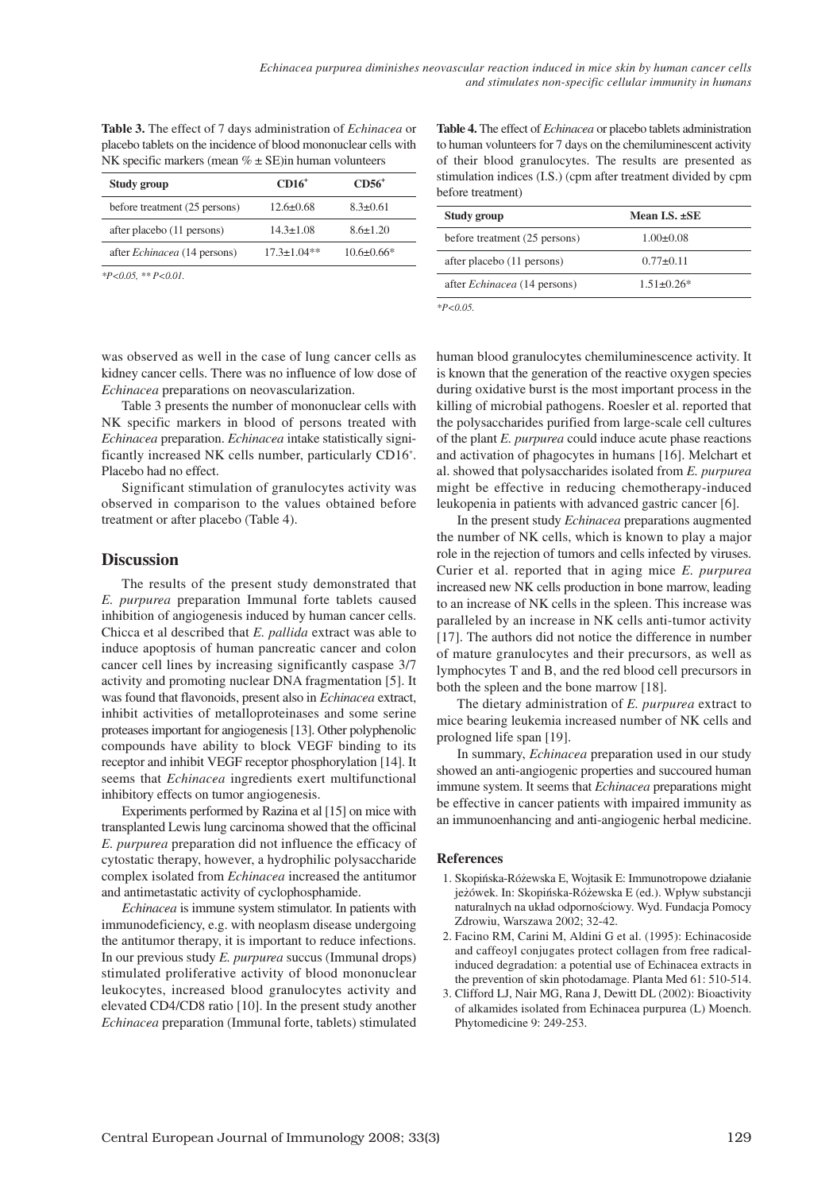**Table 3.** The effect of 7 days administration of *Echinacea* or placebo tablets on the incidence of blood mononuclear cells with NK specific markers (mean % ± SE)in human volunteers

| Study group | $CD16^+$ | $CD56^+$ |
|---|---|---|
| before treatment (25 persons) | 12.6±0.68 | 8.3±0.61 |
| after placebo (11 persons) | 14.3±1.08 | 8.6±1.20 |
| after *Echinacea* (14 persons) | 17.3±1.04** | 10.6±0.66* |

*$P<0.05$, ** $P<0.01$.

**Table 4.** The effect of *Echinacea* or placebo tablets administration to human volunteers for 7 days on the chemiluminescent activity of their blood granulocytes. The results are presented as stimulation indices (I.S.) (cpm after treatment divided by cpm before treatment)

| Study group | Mean I.S. ±SE |
|---|---|
| before treatment (25 persons) | 1.00±0.08 |
| after placebo (11 persons) | 0.77±0.11 |
| after *Echinacea* (14 persons) | 1.51±0.26* |

*$P<0.05$.

was observed as well in the case of lung cancer cells as kidney cancer cells. There was no influence of low dose of *Echinacea* preparations on neovascularization.

Table 3 presents the number of mononuclear cells with NK specific markers in blood of persons treated with *Echinacea* preparation. *Echinacea* intake statistically significantly increased NK cells number, particularly $CD16^+$. Placebo had no effect.

Significant stimulation of granulocytes activity was observed in comparison to the values obtained before treatment or after placebo (Table 4).

## Discussion

The results of the present study demonstrated that *E. purpurea* preparation Immunal forte tablets caused inhibition of angiogenesis induced by human cancer cells. Chicca et al described that *E. pallida* extract was able to induce apoptosis of human pancreatic cancer and colon cancer cell lines by increasing significantly caspase 3/7 activity and promoting nuclear DNA fragmentation [5]. It was found that flavonoids, present also in *Echinacea* extract, inhibit activities of metalloproteinases and some serine proteases important for angiogenesis [13]. Other polyphenolic compounds have ability to block VEGF binding to its receptor and inhibit VEGF receptor phosphorylation [14]. It seems that *Echinacea* ingredients exert multifunctional inhibitory effects on tumor angiogenesis.

Experiments performed by Razina et al [15] on mice with transplanted Lewis lung carcinoma showed that the officinal *E. purpurea* preparation did not influence the efficacy of cytostatic therapy, however, a hydrophilic polysaccharide complex isolated from *Echinacea* increased the antitumor and antimetastatic activity of cyclophosphamide.

*Echinacea* is immune system stimulator. In patients with immunodeficiency, e.g. with neoplasm disease undergoing the antitumor therapy, it is important to reduce infections. In our previous study *E. purpurea* succus (Immunal drops) stimulated proliferative activity of blood mononuclear leukocytes, increased blood granulocytes activity and elevated CD4/CD8 ratio [10]. In the present study another *Echinacea* preparation (Immunal forte, tablets) stimulated human blood granulocytes chemiluminescence activity. It is known that the generation of the reactive oxygen species during oxidative burst is the most important process in the killing of microbial pathogens. Roesler et al. reported that the polysaccharides purified from large-scale cell cultures of the plant *E. purpurea* could induce acute phase reactions and activation of phagocytes in humans [16]. Melchart et al. showed that polysaccharides isolated from *E. purpurea* might be effective in reducing chemotherapy-induced leukopenia in patients with advanced gastric cancer [6].

In the present study *Echinacea* preparations augmented the number of NK cells, which is known to play a major role in the rejection of tumors and cells infected by viruses. Curier et al. reported that in aging mice *E. purpurea* increased new NK cells production in bone marrow, leading to an increase of NK cells in the spleen. This increase was paralleled by an increase in NK cells anti-tumor activity [17]. The authors did not notice the difference in number of mature granulocytes and their precursors, as well as lymphocytes T and B, and the red blood cell precursors in both the spleen and the bone marrow [18].

The dietary administration of *E. purpurea* extract to mice bearing leukemia increased number of NK cells and prolonged life span [19].

In summary, *Echinacea* preparation used in our study showed an anti-angiogenic properties and succoured human immune system. It seems that *Echinacea* preparations might be effective in cancer patients with impaired immunity as an immunoenhancing and anti-angiogenic herbal medicine.

### References

1. Skopińska-Różewska E, Wojtasik E: Immunotropowe działanie jeżówek. In: Skopińska-Różewska E (ed.). Wpływ substancji naturalnych na układ odpornościowy. Wyd. Fundacja Pomocy Zdrowiu, Warszawa 2002; 32-42.
2. Facino RM, Carini M, Aldini G et al. (1995): Echinacoside and caffeoyl conjugates protect collagen from free radical-induced degradation: a potential use of Echinacea extracts in the prevention of skin photodamage. Planta Med 61: 510-514.
3. Clifford LJ, Nair MG, Rana J, Dewitt DL (2002): Bioactivity of alkamides isolated from Echinacea purpurea (L) Moench. Phytomedicine 9: 249-253.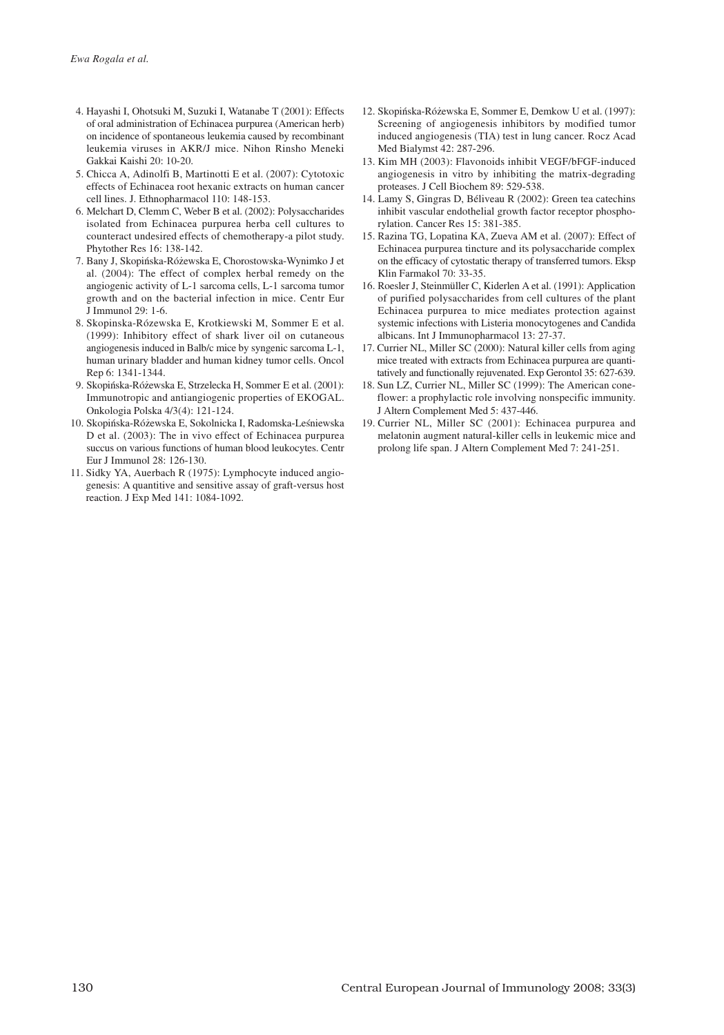4. Hayashi I, Ohotsuki M, Suzuki I, Watanabe T (2001): Effects of oral administration of Echinacea purpurea (American herb) on incidence of spontaneous leukemia caused by recombinant leukemia viruses in AKR/J mice. Nihon Rinsho Meneki Gakkai Kaishi 20: 10-20.
5. Chicca A, Adinolfi B, Martinotti E et al. (2007): Cytotoxic effects of Echinacea root hexanic extracts on human cancer cell lines. J. Ethnopharmacol 110: 148-153.
6. Melchart D, Clemm C, Weber B et al. (2002): Polysaccharides isolated from Echinacea purpurea herba cell cultures to counteract undesired effects of chemotherapy-a pilot study. Phytother Res 16: 138-142.
7. Bany J, Skopińska-Różewska E, Chorostowska-Wynimko J et al. (2004): The effect of complex herbal remedy on the angiogenic activity of L-1 sarcoma cells, L-1 sarcoma tumor growth and on the bacterial infection in mice. Centr Eur J Immunol 29: 1-6.
8. Skopinska-Rózewska E, Krotkiewski M, Sommer E et al. (1999): Inhibitory effect of shark liver oil on cutaneous angiogenesis induced in Balb/c mice by syngenic sarcoma L-1, human urinary bladder and human kidney tumor cells. Oncol Rep 6: 1341-1344.
9. Skopińska-Różewska E, Strzelecka H, Sommer E et al. (2001): Immunotropic and antiangiogenic properties of EKOGAL. Onkologia Polska 4/3(4): 121-124.
10. Skopińska-Różewska E, Sokolnicka I, Radomska-Leśniewska D et al. (2003): The in vivo effect of Echinacea purpurea succus on various functions of human blood leukocytes. Centr Eur J Immunol 28: 126-130.
11. Sidky YA, Auerbach R (1975): Lymphocyte induced angiogenesis: A quantitive and sensitive assay of graft-versus host reaction. J Exp Med 141: 1084-1092.
12. Skopińska-Różewska E, Sommer E, Demkow U et al. (1997): Screening of angiogenesis inhibitors by modified tumor induced angiogenesis (TIA) test in lung cancer. Rocz Acad Med Bialymst 42: 287-296.
13. Kim MH (2003): Flavonoids inhibit VEGF/bFGF-induced angiogenesis in vitro by inhibiting the matrix-degrading proteases. J Cell Biochem 89: 529-538.
14. Lamy S, Gingras D, Béliveau R (2002): Green tea catechins inhibit vascular endothelial growth factor receptor phosphorylation. Cancer Res 15: 381-385.
15. Razina TG, Lopatina KA, Zueva AM et al. (2007): Effect of Echinacea purpurea tincture and its polysaccharide complex on the efficacy of cytostatic therapy of transferred tumors. Eksp Klin Farmakol 70: 33-35.
16. Roesler J, Steinmüller C, Kiderlen A et al. (1991): Application of purified polysaccharides from cell cultures of the plant Echinacea purpurea to mice mediates protection against systemic infections with Listeria monocytogenes and Candida albicans. Int J Immunopharmacol 13: 27-37.
17. Currier NL, Miller SC (2000): Natural killer cells from aging mice treated with extracts from Echinacea purpurea are quantitatively and functionally rejuvenated. Exp Gerontol 35: 627-639.
18. Sun LZ, Currier NL, Miller SC (1999): The American coneflower: a prophylactic role involving nonspecific immunity. J Altern Complement Med 5: 437-446.
19. Currier NL, Miller SC (2001): Echinacea purpurea and melatonin augment natural-killer cells in leukemic mice and prolong life span. J Altern Complement Med 7: 241-251.